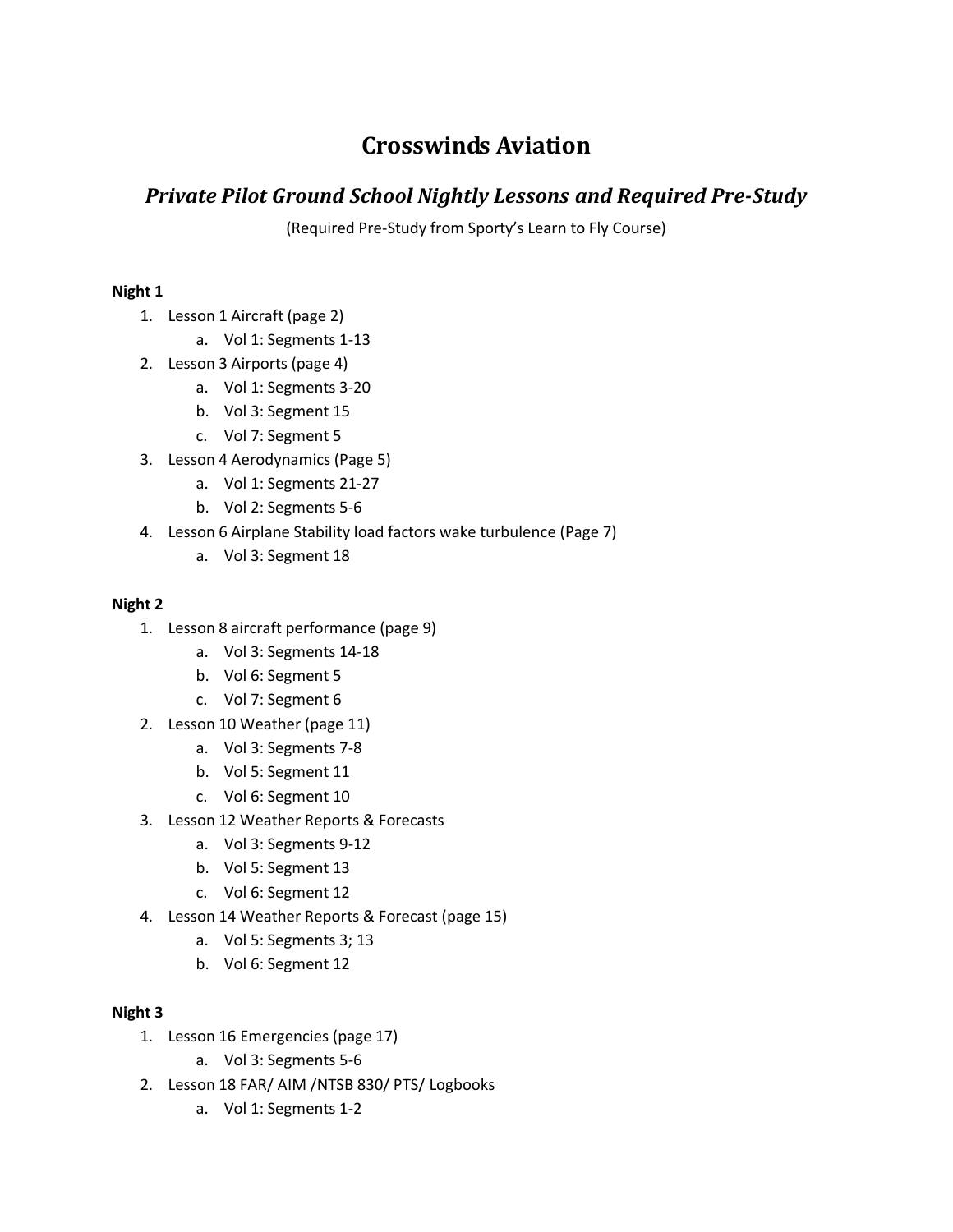# Crosswinds Aviation

## *Private Pilot Ground School Nightly Lessons and Required Pre-Study*

(Required Pre-Study from Sporty's Learn to Fly Course)

**Night 1**

1. Lesson 1 Aircraft (page 2)
    a. Vol 1: Segments 1-13
2. Lesson 3 Airports (page 4)
    a. Vol 1: Segments 3-20
    b. Vol 3: Segment 15
    c. Vol 7: Segment 5
3. Lesson 4 Aerodynamics (Page 5)
    a. Vol 1: Segments 21-27
    b. Vol 2: Segments 5-6
4. Lesson 6 Airplane Stability load factors wake turbulence (Page 7)
    a. Vol 3: Segment 18

**Night 2**

1. Lesson 8 aircraft performance (page 9)
    a. Vol 3: Segments 14-18
    b. Vol 6: Segment 5
    c. Vol 7: Segment 6
2. Lesson 10 Weather (page 11)
    a. Vol 3: Segments 7-8
    b. Vol 5: Segment 11
    c. Vol 6: Segment 10
3. Lesson 12 Weather Reports & Forecasts
    a. Vol 3: Segments 9-12
    b. Vol 5: Segment 13
    c. Vol 6: Segment 12
4. Lesson 14 Weather Reports & Forecast (page 15)
    a. Vol 5: Segments 3; 13
    b. Vol 6: Segment 12

**Night 3**

1. Lesson 16 Emergencies (page 17)
    a. Vol 3: Segments 5-6
2. Lesson 18 FAR/ AIM /NTSB 830/ PTS/ Logbooks
    a. Vol 1: Segments 1-2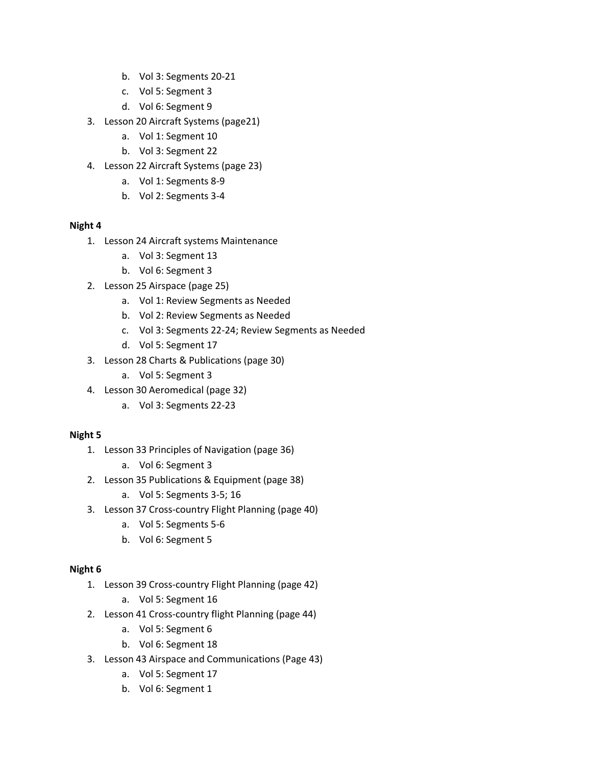b. Vol 3: Segments 20-21
   c. Vol 5: Segment 3
   d. Vol 6: Segment 9
3. Lesson 20 Aircraft Systems (page21)
   a. Vol 1: Segment 10
   b. Vol 3: Segment 22
4. Lesson 22 Aircraft Systems (page 23)
   a. Vol 1: Segments 8-9
   b. Vol 2: Segments 3-4

**Night 4**

1. Lesson 24 Aircraft systems Maintenance
   a. Vol 3: Segment 13
   b. Vol 6: Segment 3
2. Lesson 25 Airspace (page 25)
   a. Vol 1: Review Segments as Needed
   b. Vol 2: Review Segments as Needed
   c. Vol 3: Segments 22-24; Review Segments as Needed
   d. Vol 5: Segment 17
3. Lesson 28 Charts & Publications (page 30)
   a. Vol 5: Segment 3
4. Lesson 30 Aeromedical (page 32)
   a. Vol 3: Segments 22-23

**Night 5**

1. Lesson 33 Principles of Navigation (page 36)
   a. Vol 6: Segment 3
2. Lesson 35 Publications & Equipment (page 38)
   a. Vol 5: Segments 3-5; 16
3. Lesson 37 Cross-country Flight Planning (page 40)
   a. Vol 5: Segments 5-6
   b. Vol 6: Segment 5

**Night 6**

1. Lesson 39 Cross-country Flight Planning (page 42)
   a. Vol 5: Segment 16
2. Lesson 41 Cross-country flight Planning (page 44)
   a. Vol 5: Segment 6
   b. Vol 6: Segment 18
3. Lesson 43 Airspace and Communications (Page 43)
   a. Vol 5: Segment 17
   b. Vol 6: Segment 1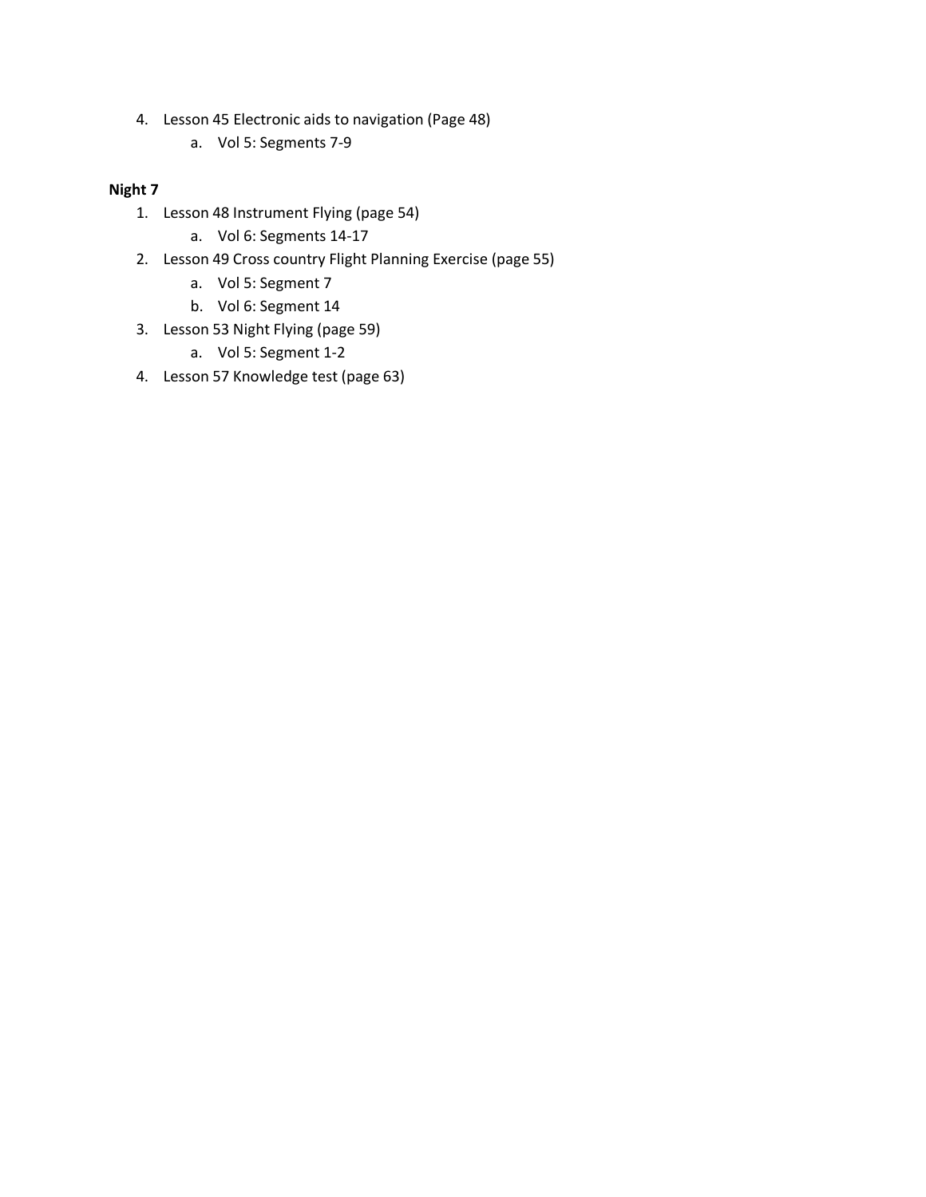4. Lesson 45 Electronic aids to navigation (Page 48)
    a. Vol 5: Segments 7-9

**Night 7**

1. Lesson 48 Instrument Flying (page 54)
    a. Vol 6: Segments 14-17
2. Lesson 49 Cross country Flight Planning Exercise (page 55)
    a. Vol 5: Segment 7
    b. Vol 6: Segment 14
3. Lesson 53 Night Flying (page 59)
    a. Vol 5: Segment 1-2
4. Lesson 57 Knowledge test (page 63)